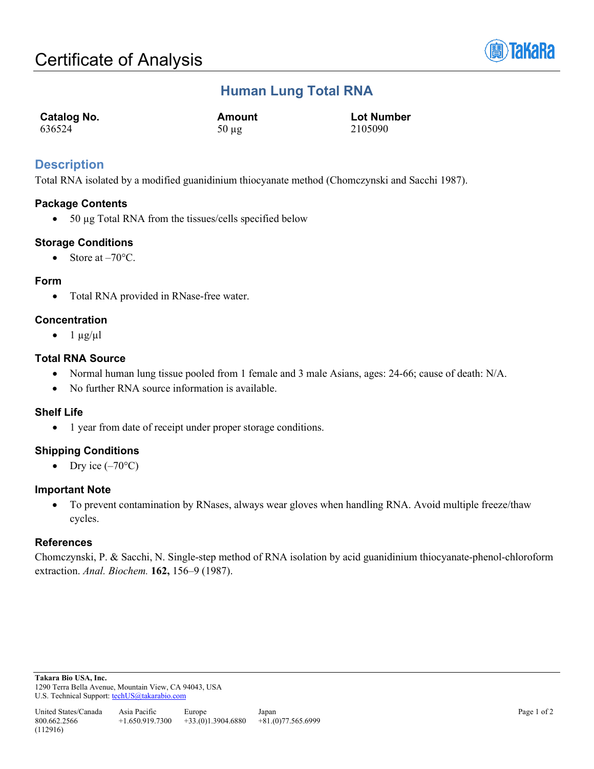# Certificate of Analysis

## Human Lung Total RNA

| Catalog No. | Amount | Lot Number |
| --- | --- | --- |
| 636524 | 50 µg | 2105090 |

## Description

Total RNA isolated by a modified guanidinium thiocyanate method (Chomczynski and Sacchi 1987).

### Package Contents

- 50 µg Total RNA from the tissues/cells specified below

### Storage Conditions

- Store at –70°C.

### Form

- Total RNA provided in RNase-free water.

### Concentration

- 1 µg/µl

### Total RNA Source

- Normal human lung tissue pooled from 1 female and 3 male Asians, ages: 24-66; cause of death: N/A.
- No further RNA source information is available.

### Shelf Life

- 1 year from date of receipt under proper storage conditions.

### Shipping Conditions

- Dry ice (–70°C)

### Important Note

- To prevent contamination by RNases, always wear gloves when handling RNA. Avoid multiple freeze/thaw cycles.

### References

Chomczynski, P. & Sacchi, N. Single-step method of RNA isolation by acid guanidinium thiocyanate-phenol-chloroform extraction. *Anal. Biochem.* **162,** 156–9 (1987).

**Takara Bio USA, Inc.**
1290 Terra Bella Avenue, Mountain View, CA 94043, USA
U.S. Technical Support: techUS@takarabio.com

| United States/Canada | Asia Pacific | Europe | Japan |
| --- | --- | --- | --- |
| 800.662.2566 | +1.650.919.7300 | +33.(0)1.3904.6880 | +81.(0)77.565.6999 |

(112916)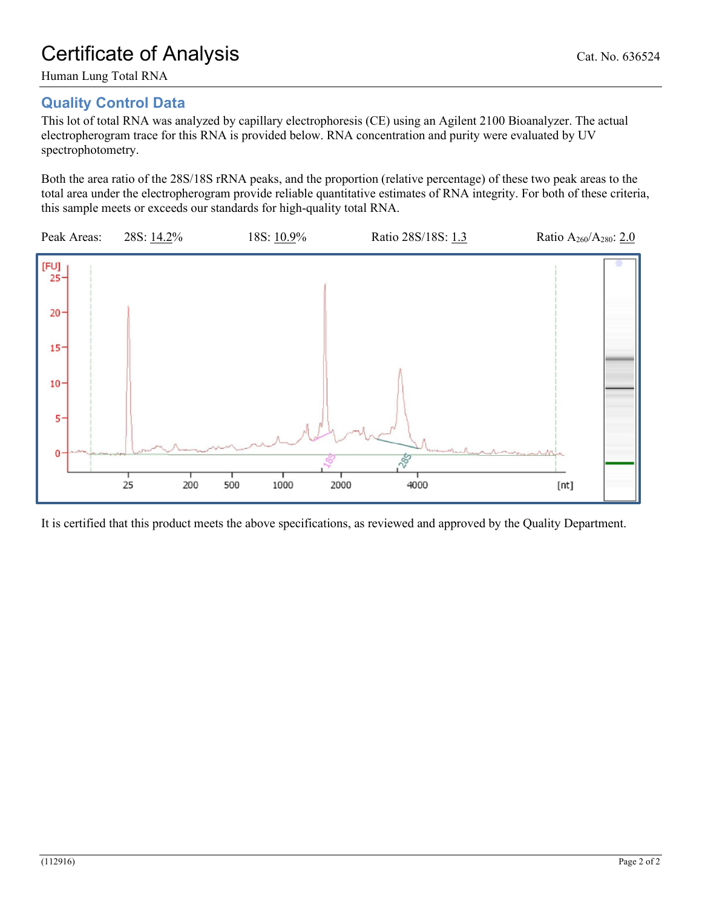# Certificate of Analysis

Cat. No. 636524

Human Lung Total RNA

## Quality Control Data

This lot of total RNA was analyzed by capillary electrophoresis (CE) using an Agilent 2100 Bioanalyzer. The actual electropherogram trace for this RNA is provided below. RNA concentration and purity were evaluated by UV spectrophotometry.

Both the area ratio of the 28S/18S rRNA peaks, and the proportion (relative percentage) of these two peak areas to the total area under the electropherogram provide reliable quantitative estimates of RNA integrity. For both of these criteria, this sample meets or exceeds our standards for high-quality total RNA.

Peak Areas: 28S: 14.2% 18S: 10.9% Ratio 28S/18S: 1.3 Ratio $A_{260}/A_{280}$: 2.0

It is certified that this product meets the above specifications, as reviewed and approved by the Quality Department.

(112916)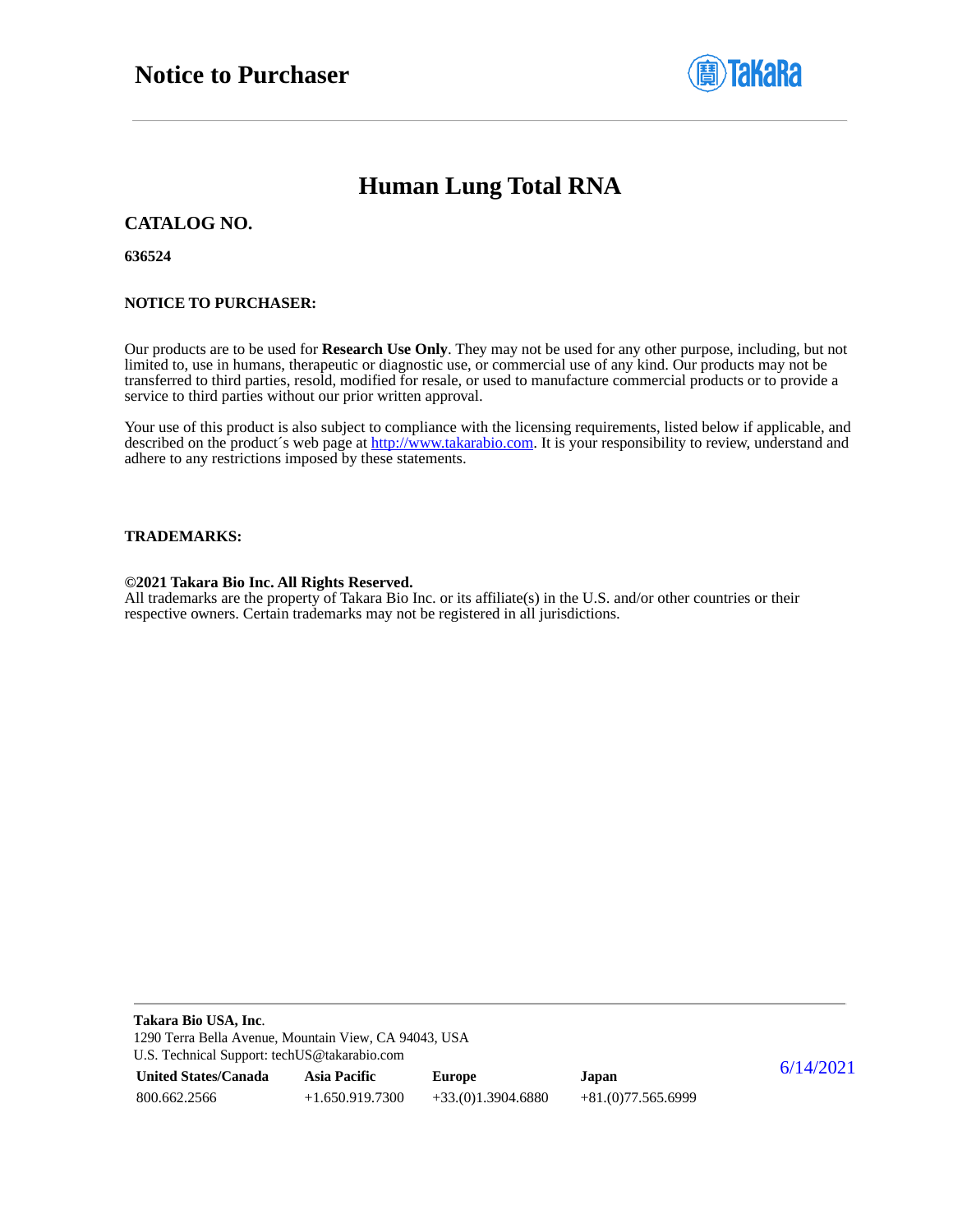# Notice to Purchaser

## Human Lung Total RNA

### CATALOG NO.

**636524**

### NOTICE TO PURCHASER:

Our products are to be used for **Research Use Only**. They may not be used for any other purpose, including, but not limited to, use in humans, therapeutic or diagnostic use, or commercial use of any kind. Our products may not be transferred to third parties, resold, modified for resale, or used to manufacture commercial products or to provide a service to third parties without our prior written approval.

Your use of this product is also subject to compliance with the licensing requirements, listed below if applicable, and described on the product´s web page at http://www.takarabio.com. It is your responsibility to review, understand and adhere to any restrictions imposed by these statements.

### TRADEMARKS:

**©2021 Takara Bio Inc. All Rights Reserved.**
All trademarks are the property of Takara Bio Inc. or its affiliate(s) in the U.S. and/or other countries or their respective owners. Certain trademarks may not be registered in all jurisdictions.

**Takara Bio USA, Inc**.
1290 Terra Bella Avenue, Mountain View, CA 94043, USA
U.S. Technical Support: techUS@takarabio.com

| United States/Canada | Asia Pacific | Europe | Japan |
|---|---|---|---|
| 800.662.2566 | +1.650.919.7300 | +33.(0)1.3904.6880 | +81.(0)77.565.6999 |

6/14/2021